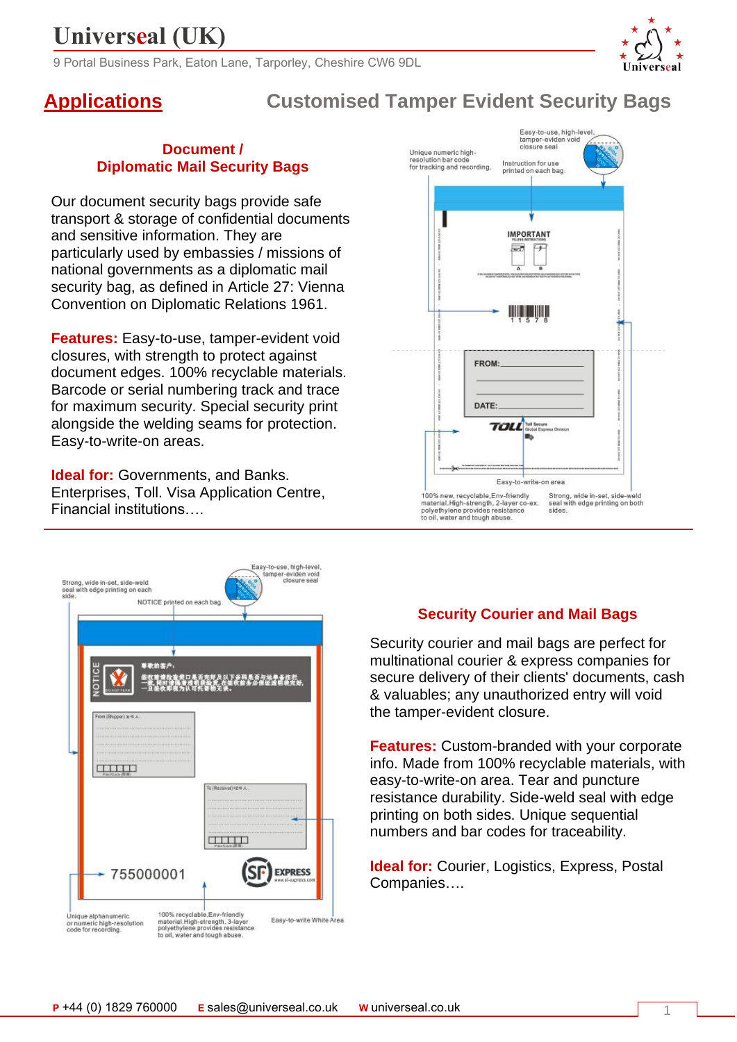# Universeal (UK)

9 Portal Business Park, Eaton Lane, Tarporley, Cheshire CW6 9DL

## Applications

## Customised Tamper Evident Security Bags

### Document / Diplomatic Mail Security Bags

Our document security bags provide safe transport & storage of confidential documents and sensitive information. They are particularly used by embassies / missions of national governments as a diplomatic mail security bag, as defined in Article 27: Vienna Convention on Diplomatic Relations 1961.

**Features:** Easy-to-use, tamper-evident void closures, with strength to protect against document edges. 100% recyclable materials. Barcode or serial numbering track and trace for maximum security. Special security print alongside the welding seams for protection. Easy-to-write-on areas.

**Ideal for:** Governments, and Banks. Enterprises, Toll. Visa Application Centre, Financial institutions….

### Security Courier and Mail Bags

Security courier and mail bags are perfect for multinational courier & express companies for secure delivery of their clients' documents, cash & valuables; any unauthorized entry will void the tamper-evident closure.

**Features:** Custom-branded with your corporate info. Made from 100% recyclable materials, with easy-to-write-on area. Tear and puncture resistance durability. Side-weld seal with edge printing on both sides. Unique sequential numbers and bar codes for traceability.

**Ideal for:** Courier, Logistics, Express, Postal Companies….

**P** +44 (0) 1829 760000 **E** sales@universeal.co.uk **W** universeal.co.uk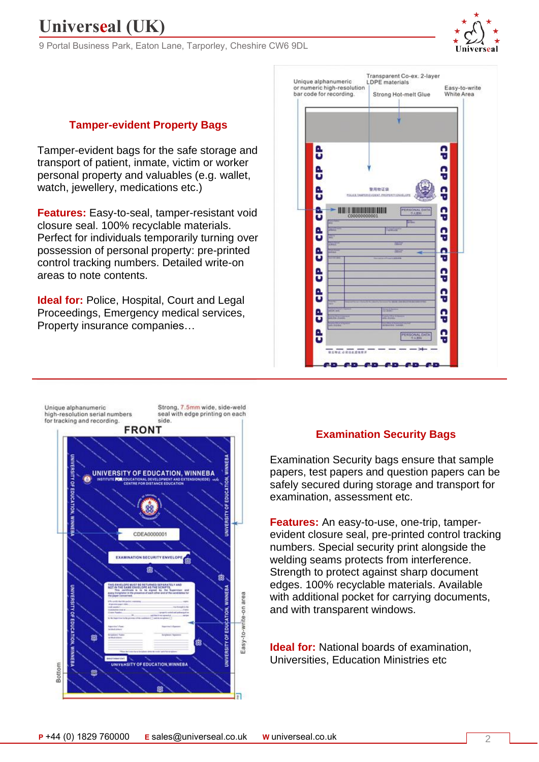## Tamper-evident Property Bags

Tamper-evident bags for the safe storage and transport of patient, inmate, victim or worker personal property and valuables (e.g. wallet, watch, jewellery, medications etc.)

**Features:** Easy-to-seal, tamper-resistant void closure seal. 100% recyclable materials. Perfect for individuals temporarily turning over possession of personal property: pre-printed control tracking numbers. Detailed write-on areas to note contents.

**Ideal for:** Police, Hospital, Court and Legal Proceedings, Emergency medical services, Property insurance companies…

Unique alphanumeric or numeric high-resolution bar code for recording.

Transparent Co-ex. 2-layer LDPE materials

Strong Hot-melt Glue

Easy-to-write White Area

Unique alphanumeric high-resolution serial numbers for tracking and recording.

Strong, 7.5mm wide, side-weld seal with edge printing on each side.

FRONT

Easy-to-write-on area

Bottom

## Examination Security Bags

Examination Security bags ensure that sample papers, test papers and question papers can be safely secured during storage and transport for examination, assessment etc.

**Features:** An easy-to-use, one-trip, tamper-evident closure seal, pre-printed control tracking numbers. Special security print alongside the welding seams protects from interference. Strength to protect against sharp document edges. 100% recyclable materials. Available with additional pocket for carrying documents, and with transparent windows.

**Ideal for:** National boards of examination, Universities, Education Ministries etc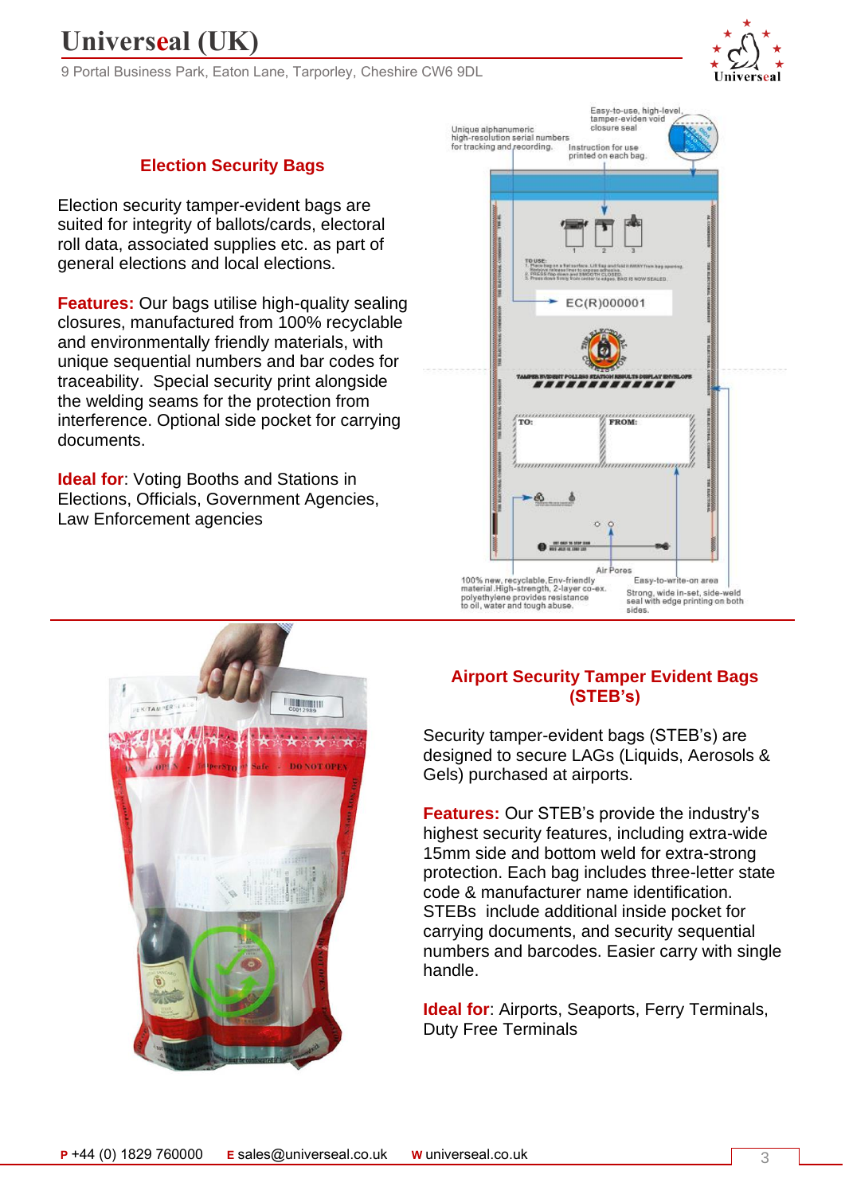## Election Security Bags

Election security tamper-evident bags are suited for integrity of ballots/cards, electoral roll data, associated supplies etc. as part of general elections and local elections.

**Features:** Our bags utilise high-quality sealing closures, manufactured from 100% recyclable and environmentally friendly materials, with unique sequential numbers and bar codes for traceability. Special security print alongside the welding seams for the protection from interference. Optional side pocket for carrying documents.

**Ideal for**: Voting Booths and Stations in Elections, Officials, Government Agencies, Law Enforcement agencies

Unique alphanumeric high-resolution serial numbers for tracking and recording.

Easy-to-use, high-level, tamper-eviden void closure seal

Instruction for use printed on each bag.

Air Pores

100% new, recyclable, Env-friendly material. High-strength, 2-layer co-ex. polyethylene provides resistance to oil, water and tough abuse.

Easy-to-write-on area

Strong, wide in-set, side-weld seal with edge printing on both sides.

## Airport Security Tamper Evident Bags (STEB's)

Security tamper-evident bags (STEB's) are designed to secure LAGs (Liquids, Aerosols & Gels) purchased at airports.

**Features:** Our STEB's provide the industry's highest security features, including extra-wide 15mm side and bottom weld for extra-strong protection. Each bag includes three-letter state code & manufacturer name identification. STEBs include additional inside pocket for carrying documents, and security sequential numbers and barcodes. Easier carry with single handle.

**Ideal for**: Airports, Seaports, Ferry Terminals, Duty Free Terminals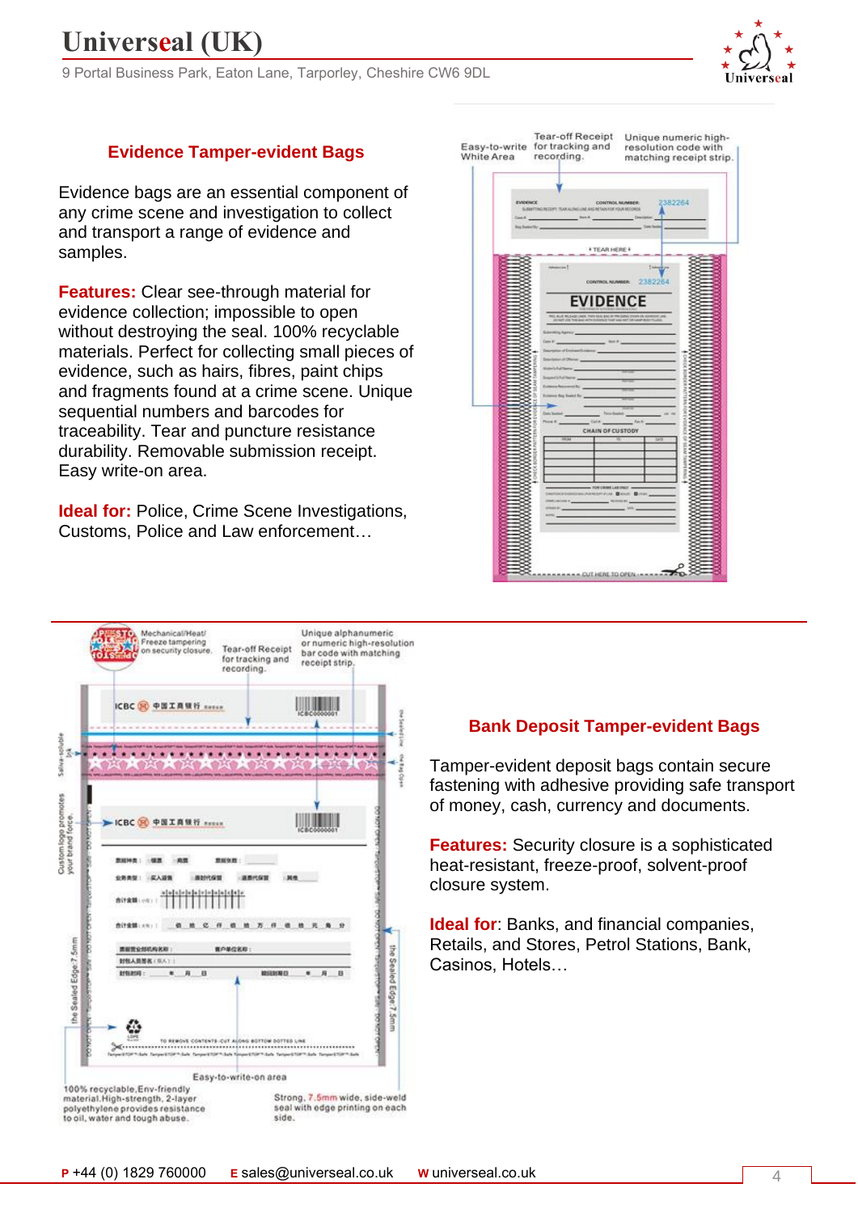## Evidence Tamper-evident Bags

Evidence bags are an essential component of any crime scene and investigation to collect and transport a range of evidence and samples.

**Features:** Clear see-through material for evidence collection; impossible to open without destroying the seal. 100% recyclable materials. Perfect for collecting small pieces of evidence, such as hairs, fibres, paint chips and fragments found at a crime scene. Unique sequential numbers and barcodes for traceability. Tear and puncture resistance durability. Removable submission receipt. Easy write-on area.

**Ideal for:** Police, Crime Scene Investigations, Customs, Police and Law enforcement…

Easy-to-write White Area

Tear-off Receipt for tracking and recording.

Unique numeric high-resolution code with matching receipt strip.

Mechanical/Heat/ Freeze tampering on security closure.

Tear-off Receipt for tracking and recording.

Unique alphanumeric or numeric high-resolution bar code with matching receipt strip.

Easy-to-write-on area

100% recyclable,Env-friendly material.High-strength, 2-layer polyethylene provides resistance to oil, water and tough abuse.

Strong, 7.5mm wide, side-weld seal with edge printing on each side.

## Bank Deposit Tamper-evident Bags

Tamper-evident deposit bags contain secure fastening with adhesive providing safe transport of money, cash, currency and documents.

**Features:** Security closure is a sophisticated heat-resistant, freeze-proof, solvent-proof closure system.

**Ideal for**: Banks, and financial companies, Retails, and Stores, Petrol Stations, Bank, Casinos, Hotels…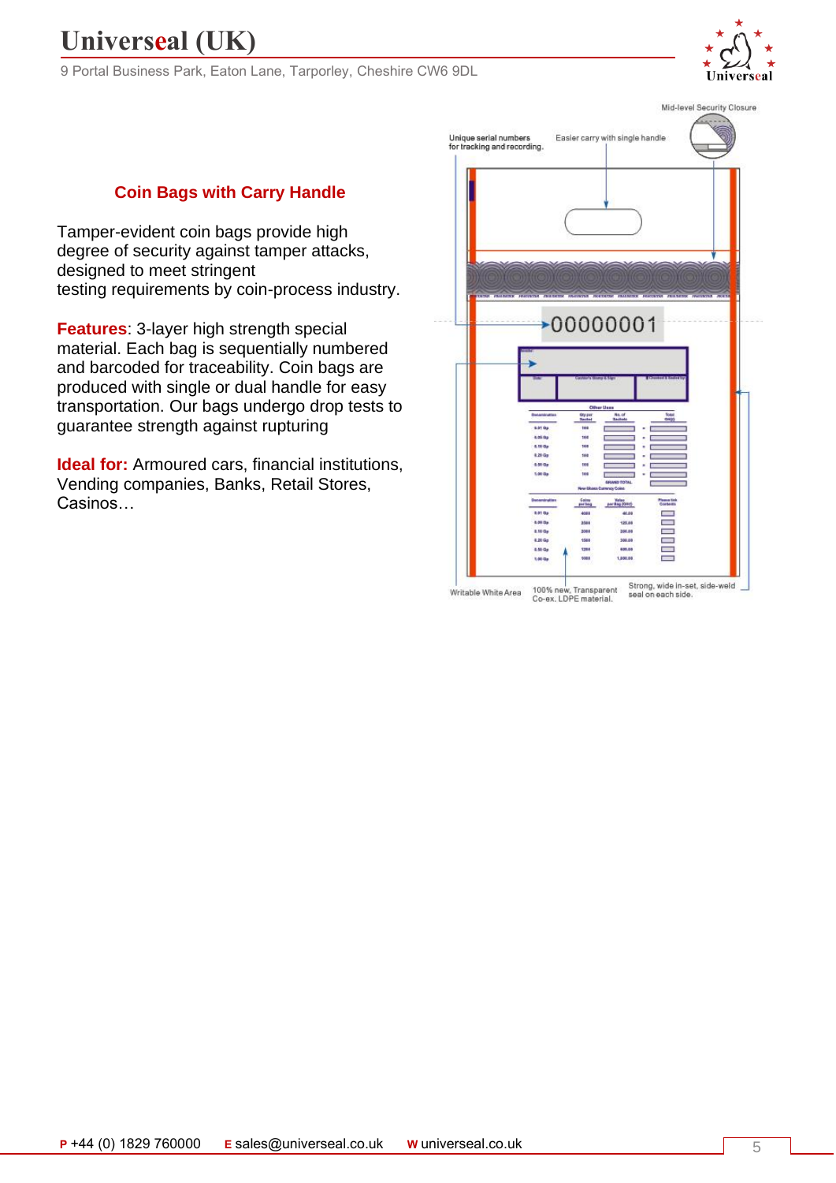## Coin Bags with Carry Handle

Tamper-evident coin bags provide high degree of security against tamper attacks, designed to meet stringent testing requirements by coin-process industry.

**Features**: 3-layer high strength special material. Each bag is sequentially numbered and barcoded for traceability. Coin bags are produced with single or dual handle for easy transportation. Our bags undergo drop tests to guarantee strength against rupturing

**Ideal for:** Armoured cars, financial institutions, Vending companies, Banks, Retail Stores, Casinos…

Mid-level Security Closure

Unique serial numbers for tracking and recording.

Easier carry with single handle

00000001

Writable White Area

100% new, Transparent Co-ex. LDPE material.

Strong, wide in-set, side-weld seal on each side.